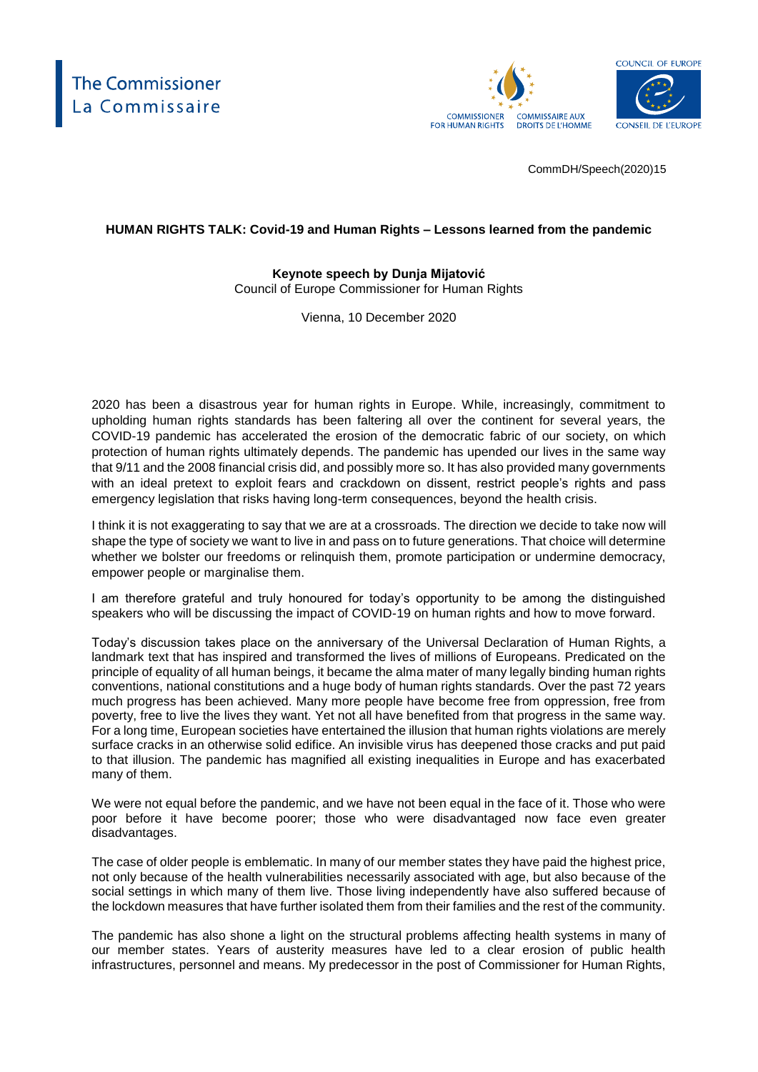The Commissioner
La Commissaire

COMMISSIONER FOR HUMAN RIGHTS — COMMISSAIRE AUX DROITS DE L'HOMME

COUNCIL OF EUROPE — CONSEIL DE L'EUROPE

CommDH/Speech(2020)15

**HUMAN RIGHTS TALK: Covid-19 and Human Rights – Lessons learned from the pandemic**

**Keynote speech by Dunja Mijatović**
Council of Europe Commissioner for Human Rights

Vienna, 10 December 2020

2020 has been a disastrous year for human rights in Europe. While, increasingly, commitment to upholding human rights standards has been faltering all over the continent for several years, the COVID-19 pandemic has accelerated the erosion of the democratic fabric of our society, on which protection of human rights ultimately depends. The pandemic has upended our lives in the same way that 9/11 and the 2008 financial crisis did, and possibly more so. It has also provided many governments with an ideal pretext to exploit fears and crackdown on dissent, restrict people's rights and pass emergency legislation that risks having long-term consequences, beyond the health crisis.

I think it is not exaggerating to say that we are at a crossroads. The direction we decide to take now will shape the type of society we want to live in and pass on to future generations. That choice will determine whether we bolster our freedoms or relinquish them, promote participation or undermine democracy, empower people or marginalise them.

I am therefore grateful and truly honoured for today's opportunity to be among the distinguished speakers who will be discussing the impact of COVID-19 on human rights and how to move forward.

Today's discussion takes place on the anniversary of the Universal Declaration of Human Rights, a landmark text that has inspired and transformed the lives of millions of Europeans. Predicated on the principle of equality of all human beings, it became the alma mater of many legally binding human rights conventions, national constitutions and a huge body of human rights standards. Over the past 72 years much progress has been achieved. Many more people have become free from oppression, free from poverty, free to live the lives they want. Yet not all have benefited from that progress in the same way. For a long time, European societies have entertained the illusion that human rights violations are merely surface cracks in an otherwise solid edifice. An invisible virus has deepened those cracks and put paid to that illusion. The pandemic has magnified all existing inequalities in Europe and has exacerbated many of them.

We were not equal before the pandemic, and we have not been equal in the face of it. Those who were poor before it have become poorer; those who were disadvantaged now face even greater disadvantages.

The case of older people is emblematic. In many of our member states they have paid the highest price, not only because of the health vulnerabilities necessarily associated with age, but also because of the social settings in which many of them live. Those living independently have also suffered because of the lockdown measures that have further isolated them from their families and the rest of the community.

The pandemic has also shone a light on the structural problems affecting health systems in many of our member states. Years of austerity measures have led to a clear erosion of public health infrastructures, personnel and means. My predecessor in the post of Commissioner for Human Rights,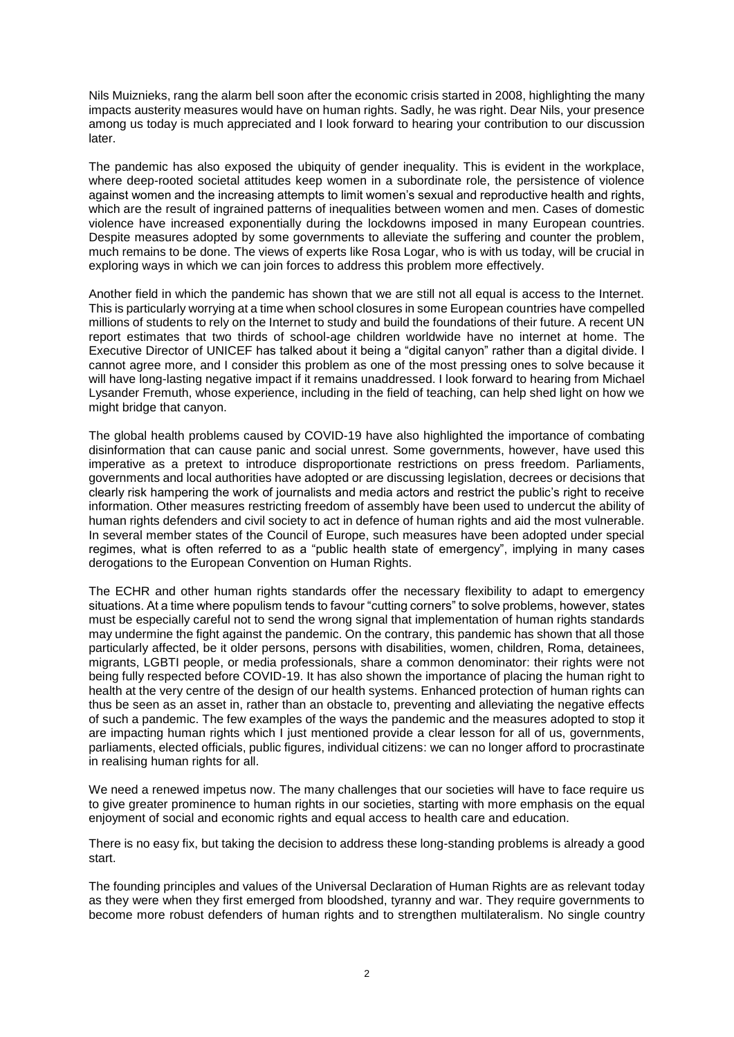Nils Muiznieks, rang the alarm bell soon after the economic crisis started in 2008, highlighting the many impacts austerity measures would have on human rights. Sadly, he was right. Dear Nils, your presence among us today is much appreciated and I look forward to hearing your contribution to our discussion later.

The pandemic has also exposed the ubiquity of gender inequality. This is evident in the workplace, where deep-rooted societal attitudes keep women in a subordinate role, the persistence of violence against women and the increasing attempts to limit women's sexual and reproductive health and rights, which are the result of ingrained patterns of inequalities between women and men. Cases of domestic violence have increased exponentially during the lockdowns imposed in many European countries. Despite measures adopted by some governments to alleviate the suffering and counter the problem, much remains to be done. The views of experts like Rosa Logar, who is with us today, will be crucial in exploring ways in which we can join forces to address this problem more effectively.

Another field in which the pandemic has shown that we are still not all equal is access to the Internet. This is particularly worrying at a time when school closures in some European countries have compelled millions of students to rely on the Internet to study and build the foundations of their future. A recent UN report estimates that two thirds of school-age children worldwide have no internet at home. The Executive Director of UNICEF has talked about it being a "digital canyon" rather than a digital divide. I cannot agree more, and I consider this problem as one of the most pressing ones to solve because it will have long-lasting negative impact if it remains unaddressed. I look forward to hearing from Michael Lysander Fremuth, whose experience, including in the field of teaching, can help shed light on how we might bridge that canyon.

The global health problems caused by COVID-19 have also highlighted the importance of combating disinformation that can cause panic and social unrest. Some governments, however, have used this imperative as a pretext to introduce disproportionate restrictions on press freedom. Parliaments, governments and local authorities have adopted or are discussing legislation, decrees or decisions that clearly risk hampering the work of journalists and media actors and restrict the public's right to receive information. Other measures restricting freedom of assembly have been used to undercut the ability of human rights defenders and civil society to act in defence of human rights and aid the most vulnerable. In several member states of the Council of Europe, such measures have been adopted under special regimes, what is often referred to as a "public health state of emergency", implying in many cases derogations to the European Convention on Human Rights.

The ECHR and other human rights standards offer the necessary flexibility to adapt to emergency situations. At a time where populism tends to favour "cutting corners" to solve problems, however, states must be especially careful not to send the wrong signal that implementation of human rights standards may undermine the fight against the pandemic. On the contrary, this pandemic has shown that all those particularly affected, be it older persons, persons with disabilities, women, children, Roma, detainees, migrants, LGBTI people, or media professionals, share a common denominator: their rights were not being fully respected before COVID-19. It has also shown the importance of placing the human right to health at the very centre of the design of our health systems. Enhanced protection of human rights can thus be seen as an asset in, rather than an obstacle to, preventing and alleviating the negative effects of such a pandemic. The few examples of the ways the pandemic and the measures adopted to stop it are impacting human rights which I just mentioned provide a clear lesson for all of us, governments, parliaments, elected officials, public figures, individual citizens: we can no longer afford to procrastinate in realising human rights for all.

We need a renewed impetus now. The many challenges that our societies will have to face require us to give greater prominence to human rights in our societies, starting with more emphasis on the equal enjoyment of social and economic rights and equal access to health care and education.

There is no easy fix, but taking the decision to address these long-standing problems is already a good start.

The founding principles and values of the Universal Declaration of Human Rights are as relevant today as they were when they first emerged from bloodshed, tyranny and war. They require governments to become more robust defenders of human rights and to strengthen multilateralism. No single country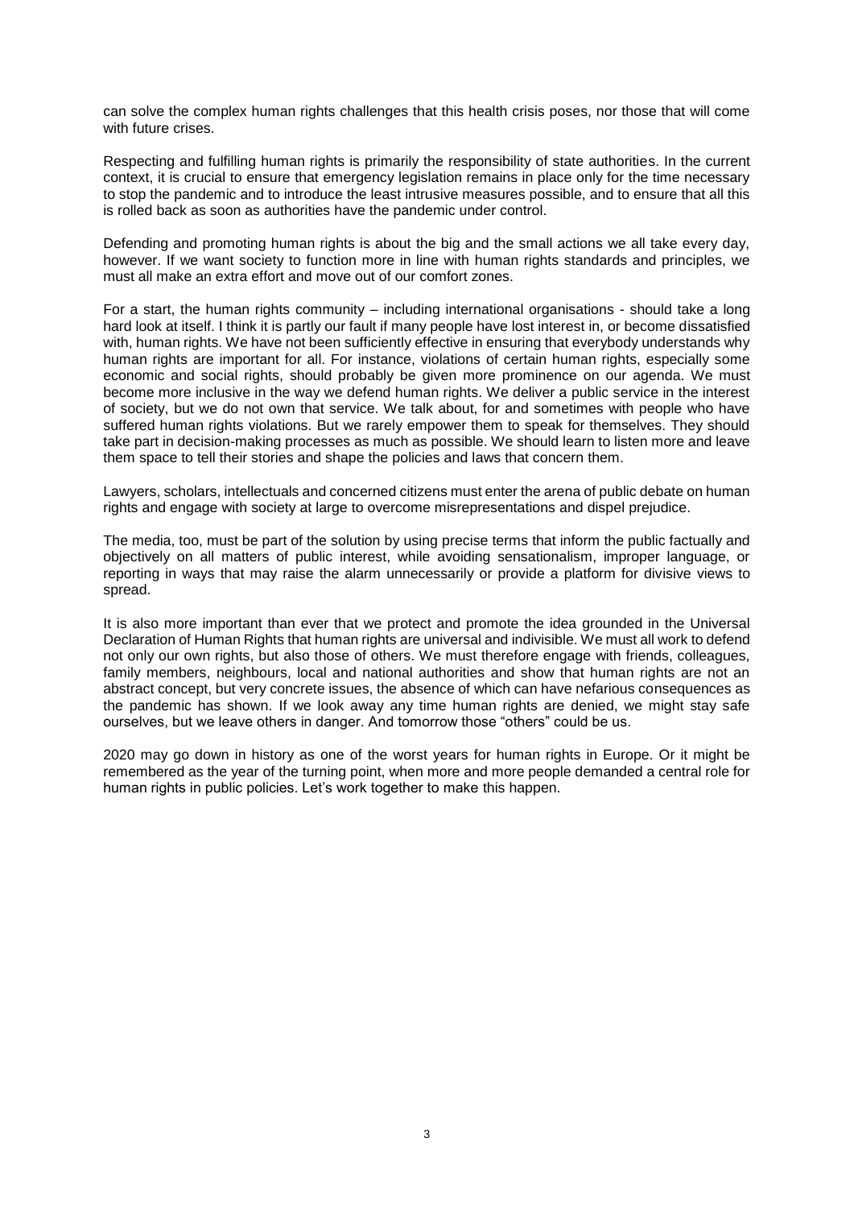can solve the complex human rights challenges that this health crisis poses, nor those that will come with future crises.

Respecting and fulfilling human rights is primarily the responsibility of state authorities. In the current context, it is crucial to ensure that emergency legislation remains in place only for the time necessary to stop the pandemic and to introduce the least intrusive measures possible, and to ensure that all this is rolled back as soon as authorities have the pandemic under control.

Defending and promoting human rights is about the big and the small actions we all take every day, however. If we want society to function more in line with human rights standards and principles, we must all make an extra effort and move out of our comfort zones.

For a start, the human rights community – including international organisations - should take a long hard look at itself. I think it is partly our fault if many people have lost interest in, or become dissatisfied with, human rights. We have not been sufficiently effective in ensuring that everybody understands why human rights are important for all. For instance, violations of certain human rights, especially some economic and social rights, should probably be given more prominence on our agenda. We must become more inclusive in the way we defend human rights. We deliver a public service in the interest of society, but we do not own that service. We talk about, for and sometimes with people who have suffered human rights violations. But we rarely empower them to speak for themselves. They should take part in decision-making processes as much as possible. We should learn to listen more and leave them space to tell their stories and shape the policies and laws that concern them.

Lawyers, scholars, intellectuals and concerned citizens must enter the arena of public debate on human rights and engage with society at large to overcome misrepresentations and dispel prejudice.

The media, too, must be part of the solution by using precise terms that inform the public factually and objectively on all matters of public interest, while avoiding sensationalism, improper language, or reporting in ways that may raise the alarm unnecessarily or provide a platform for divisive views to spread.

It is also more important than ever that we protect and promote the idea grounded in the Universal Declaration of Human Rights that human rights are universal and indivisible. We must all work to defend not only our own rights, but also those of others. We must therefore engage with friends, colleagues, family members, neighbours, local and national authorities and show that human rights are not an abstract concept, but very concrete issues, the absence of which can have nefarious consequences as the pandemic has shown. If we look away any time human rights are denied, we might stay safe ourselves, but we leave others in danger. And tomorrow those "others" could be us.

2020 may go down in history as one of the worst years for human rights in Europe. Or it might be remembered as the year of the turning point, when more and more people demanded a central role for human rights in public policies. Let's work together to make this happen.